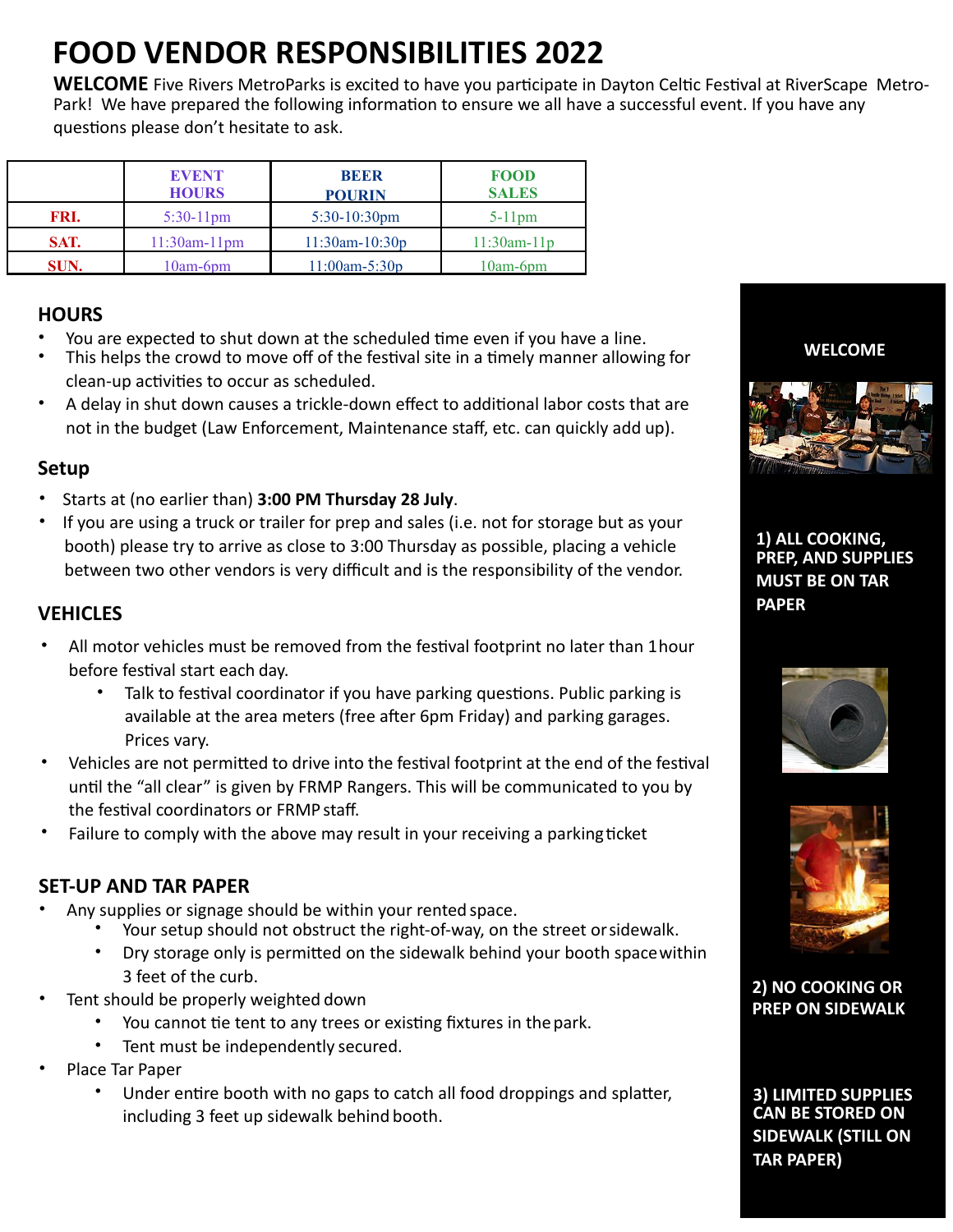# FOOD VENDOR RESPONSIBILITIES 2022

**WELCOME** Five Rivers MetroParks is excited to have you participate in Dayton Celtic Festival at RiverScape Metro-Park! We have prepared the following information to ensure we all have a successful event. If you have any questions please don't hesitate to ask.

| | EVENT HOURS | BEER POURIN | FOOD SALES |
|---|---|---|---|
| FRI. | 5:30-11pm | 5:30-10:30pm | 5-11pm |
| SAT. | 11:30am-11pm | 11:30am-10:30p | 11:30am-11p |
| SUN. | 10am-6pm | 11:00am-5:30p | 10am-6pm |

## HOURS

- You are expected to shut down at the scheduled time even if you have a line.
- This helps the crowd to move off of the festival site in a timely manner allowing for clean-up activities to occur as scheduled.
- A delay in shut down causes a trickle-down effect to additional labor costs that are not in the budget (Law Enforcement, Maintenance staff, etc. can quickly add up).

## Setup

- Starts at (no earlier than) **3:00 PM Thursday 28 July**.
- If you are using a truck or trailer for prep and sales (i.e. not for storage but as your booth) please try to arrive as close to 3:00 Thursday as possible, placing a vehicle between two other vendors is very difficult and is the responsibility of the vendor.

## VEHICLES

- All motor vehicles must be removed from the festival footprint no later than 1 hour before festival start each day.
  - Talk to festival coordinator if you have parking questions. Public parking is available at the area meters (free after 6pm Friday) and parking garages. Prices vary.
- Vehicles are not permitted to drive into the festival footprint at the end of the festival until the "all clear" is given by FRMP Rangers. This will be communicated to you by the festival coordinators or FRMP staff.
- Failure to comply with the above may result in your receiving a parking ticket

## SET-UP AND TAR PAPER

- Any supplies or signage should be within your rented space.
  - Your setup should not obstruct the right-of-way, on the street or sidewalk.
  - Dry storage only is permitted on the sidewalk behind your booth space within 3 feet of the curb.
- Tent should be properly weighted down
  - You cannot tie tent to any trees or existing fixtures in the park.
  - Tent must be independently secured.
- Place Tar Paper
  - Under entire booth with no gaps to catch all food droppings and splatter, including 3 feet up sidewalk behind booth.

**WELCOME**

**1) ALL COOKING, PREP, AND SUPPLIES MUST BE ON TAR PAPER**

**2) NO COOKING OR PREP ON SIDEWALK**

**3) LIMITED SUPPLIES CAN BE STORED ON SIDEWALK (STILL ON TAR PAPER)**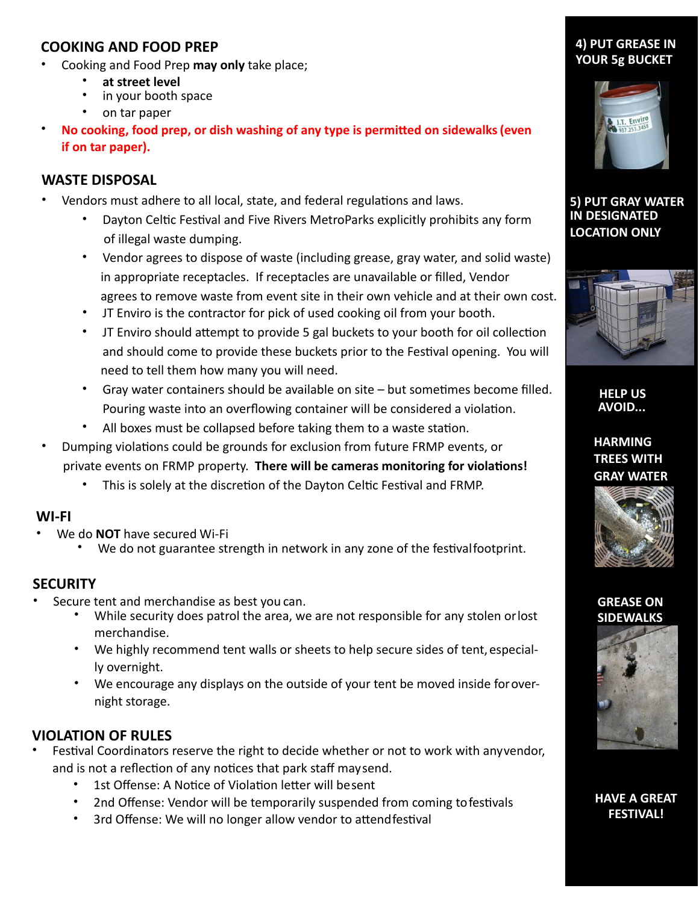## COOKING AND FOOD PREP

- Cooking and Food Prep **may only** take place;
  - **at street level**
  - in your booth space
  - on tar paper
- **No cooking, food prep, or dish washing of any type is permitted on sidewalks (even if on tar paper).**

## WASTE DISPOSAL

- Vendors must adhere to all local, state, and federal regulations and laws.
  - Dayton Celtic Festival and Five Rivers MetroParks explicitly prohibits any form of illegal waste dumping.
  - Vendor agrees to dispose of waste (including grease, gray water, and solid waste) in appropriate receptacles. If receptacles are unavailable or filled, Vendor agrees to remove waste from event site in their own vehicle and at their own cost.
  - JT Enviro is the contractor for pick of used cooking oil from your booth.
  - JT Enviro should attempt to provide 5 gal buckets to your booth for oil collection and should come to provide these buckets prior to the Festival opening. You will need to tell them how many you will need.
  - Gray water containers should be available on site – but sometimes become filled. Pouring waste into an overflowing container will be considered a violation.
  - All boxes must be collapsed before taking them to a waste station.
- Dumping violations could be grounds for exclusion from future FRMP events, or private events on FRMP property. **There will be cameras monitoring for violations!**
  - This is solely at the discretion of the Dayton Celtic Festival and FRMP.

## WI-FI

- We do **NOT** have secured Wi-Fi
  - We do not guarantee strength in network in any zone of the festival footprint.

## SECURITY

- Secure tent and merchandise as best you can.
  - While security does patrol the area, we are not responsible for any stolen or lost merchandise.
  - We highly recommend tent walls or sheets to help secure sides of tent, especially overnight.
  - We encourage any displays on the outside of your tent be moved inside for overnight storage.

## VIOLATION OF RULES

- Festival Coordinators reserve the right to decide whether or not to work with any vendor, and is not a reflection of any notices that park staff may send.
  - 1st Offense: A Notice of Violation letter will be sent
  - 2nd Offense: Vendor will be temporarily suspended from coming to festivals
  - 3rd Offense: We will no longer allow vendor to attend festival

**4) PUT GREASE IN YOUR 5g BUCKET**

**5) PUT GRAY WATER IN DESIGNATED LOCATION ONLY**

**HELP US AVOID...**

**HARMING TREES WITH GRAY WATER**

**GREASE ON SIDEWALKS**

**HAVE A GREAT FESTIVAL!**